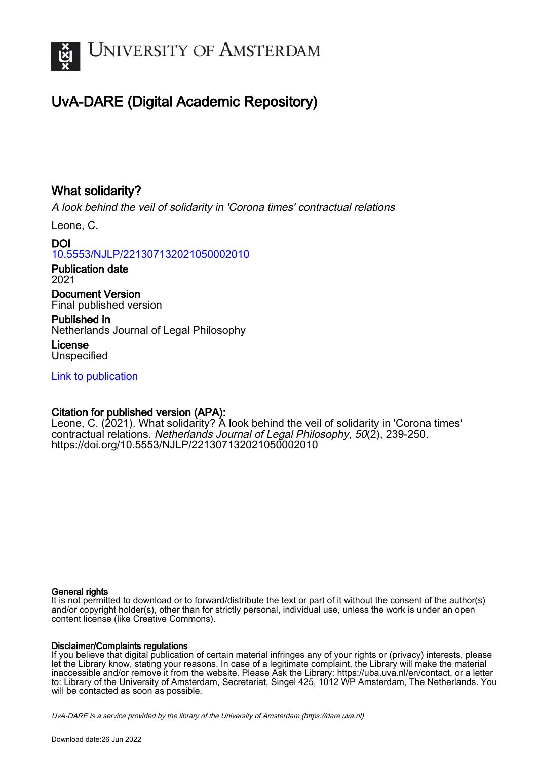UNIVERSITY OF AMSTERDAM

# UvA-DARE (Digital Academic Repository)

## What solidarity?

*A look behind the veil of solidarity in 'Corona times' contractual relations*

Leone, C.

**DOI**
10.5553/NJLP/221307132021050002010

**Publication date**
2021

**Document Version**
Final published version

**Published in**
Netherlands Journal of Legal Philosophy

**License**
Unspecified

Link to publication

**Citation for published version (APA):**
Leone, C. (2021). What solidarity? A look behind the veil of solidarity in 'Corona times' contractual relations. *Netherlands Journal of Legal Philosophy*, *50*(2), 239-250. https://doi.org/10.5553/NJLP/221307132021050002010

**General rights**
It is not permitted to download or to forward/distribute the text or part of it without the consent of the author(s) and/or copyright holder(s), other than for strictly personal, individual use, unless the work is under an open content license (like Creative Commons).

**Disclaimer/Complaints regulations**
If you believe that digital publication of certain material infringes any of your rights or (privacy) interests, please let the Library know, stating your reasons. In case of a legitimate complaint, the Library will make the material inaccessible and/or remove it from the website. Please Ask the Library: https://uba.uva.nl/en/contact, or a letter to: Library of the University of Amsterdam, Secretariat, Singel 425, 1012 WP Amsterdam, The Netherlands. You will be contacted as soon as possible.

*UvA-DARE is a service provided by the library of the University of Amsterdam (https://dare.uva.nl)*

Download date:26 Jun 2022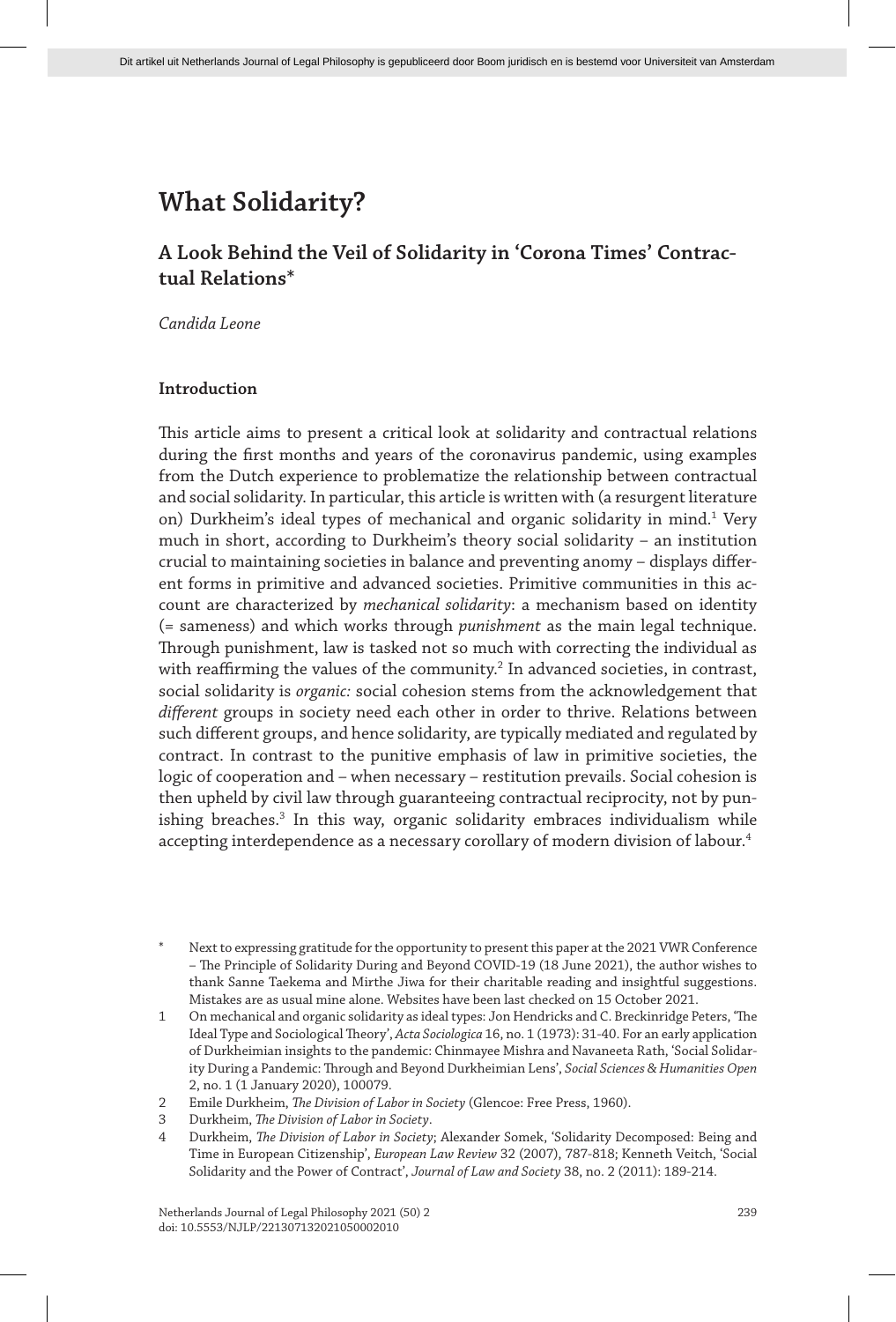# What Solidarity?

## A Look Behind the Veil of Solidarity in 'Corona Times' Contractual Relations*

*Candida Leone*

### Introduction

This article aims to present a critical look at solidarity and contractual relations during the first months and years of the coronavirus pandemic, using examples from the Dutch experience to problematize the relationship between contractual and social solidarity. In particular, this article is written with (a resurgent literature on) Durkheim's ideal types of mechanical and organic solidarity in mind.[1] Very much in short, according to Durkheim's theory social solidarity – an institution crucial to maintaining societies in balance and preventing anomy – displays different forms in primitive and advanced societies. Primitive communities in this account are characterized by *mechanical solidarity*: a mechanism based on identity (= sameness) and which works through *punishment* as the main legal technique. Through punishment, law is tasked not so much with correcting the individual as with reaffirming the values of the community.[2] In advanced societies, in contrast, social solidarity is *organic:* social cohesion stems from the acknowledgement that *different* groups in society need each other in order to thrive. Relations between such different groups, and hence solidarity, are typically mediated and regulated by contract. In contrast to the punitive emphasis of law in primitive societies, the logic of cooperation and – when necessary – restitution prevails. Social cohesion is then upheld by civil law through guaranteeing contractual reciprocity, not by punishing breaches.[3] In this way, organic solidarity embraces individualism while accepting interdependence as a necessary corollary of modern division of labour.[4]

---

\* Next to expressing gratitude for the opportunity to present this paper at the 2021 VWR Conference – The Principle of Solidarity During and Beyond COVID-19 (18 June 2021), the author wishes to thank Sanne Taekema and Mirthe Jiwa for their charitable reading and insightful suggestions. Mistakes are as usual mine alone. Websites have been last checked on 15 October 2021.

1 On mechanical and organic solidarity as ideal types: Jon Hendricks and C. Breckinridge Peters, 'The Ideal Type and Sociological Theory', *Acta Sociologica* 16, no. 1 (1973): 31-40. For an early application of Durkheimian insights to the pandemic: Chinmayee Mishra and Navaneeta Rath, 'Social Solidarity During a Pandemic: Through and Beyond Durkheimian Lens', *Social Sciences & Humanities Open* 2, no. 1 (1 January 2020), 100079.

2 Emile Durkheim, *The Division of Labor in Society* (Glencoe: Free Press, 1960).

3 Durkheim, *The Division of Labor in Society*.

4 Durkheim, *The Division of Labor in Society*; Alexander Somek, 'Solidarity Decomposed: Being and Time in European Citizenship', *European Law Review* 32 (2007), 787-818; Kenneth Veitch, 'Social Solidarity and the Power of Contract', *Journal of Law and Society* 38, no. 2 (2011): 189-214.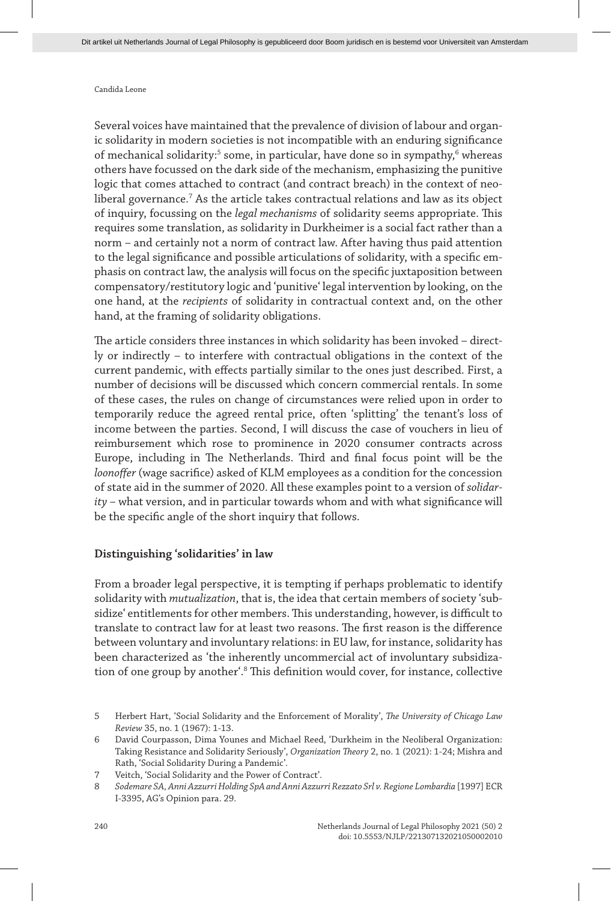Several voices have maintained that the prevalence of division of labour and organic solidarity in modern societies is not incompatible with an enduring significance of mechanical solidarity:[5] some, in particular, have done so in sympathy,[6] whereas others have focussed on the dark side of the mechanism, emphasizing the punitive logic that comes attached to contract (and contract breach) in the context of neoliberal governance.[7] As the article takes contractual relations and law as its object of inquiry, focussing on the *legal mechanisms* of solidarity seems appropriate. This requires some translation, as solidarity in Durkheimer is a social fact rather than a norm – and certainly not a norm of contract law. After having thus paid attention to the legal significance and possible articulations of solidarity, with a specific emphasis on contract law, the analysis will focus on the specific juxtaposition between compensatory/restitutory logic and 'punitive' legal intervention by looking, on the one hand, at the *recipients* of solidarity in contractual context and, on the other hand, at the framing of solidarity obligations.

The article considers three instances in which solidarity has been invoked – directly or indirectly – to interfere with contractual obligations in the context of the current pandemic, with effects partially similar to the ones just described. First, a number of decisions will be discussed which concern commercial rentals. In some of these cases, the rules on change of circumstances were relied upon in order to temporarily reduce the agreed rental price, often 'splitting' the tenant's loss of income between the parties. Second, I will discuss the case of vouchers in lieu of reimbursement which rose to prominence in 2020 consumer contracts across Europe, including in The Netherlands. Third and final focus point will be the *loonoffer* (wage sacrifice) asked of KLM employees as a condition for the concession of state aid in the summer of 2020. All these examples point to a version of *solidarity* – what version, and in particular towards whom and with what significance will be the specific angle of the short inquiry that follows.

## Distinguishing 'solidarities' in law

From a broader legal perspective, it is tempting if perhaps problematic to identify solidarity with *mutualization*, that is, the idea that certain members of society 'subsidize' entitlements for other members. This understanding, however, is difficult to translate to contract law for at least two reasons. The first reason is the difference between voluntary and involuntary relations: in EU law, for instance, solidarity has been characterized as 'the inherently uncommercial act of involuntary subsidization of one group by another'.[8] This definition would cover, for instance, collective

---

5 Herbert Hart, 'Social Solidarity and the Enforcement of Morality', *The University of Chicago Law Review* 35, no. 1 (1967): 1-13.

6 David Courpasson, Dima Younes and Michael Reed, 'Durkheim in the Neoliberal Organization: Taking Resistance and Solidarity Seriously', *Organization Theory* 2, no. 1 (2021): 1-24; Mishra and Rath, 'Social Solidarity During a Pandemic'.

7 Veitch, 'Social Solidarity and the Power of Contract'.

8 *Sodemare SA, Anni Azzurri Holding SpA and Anni Azzurri Rezzato Srl v. Regione Lombardia* [1997] ECR I-3395, AG's Opinion para. 29.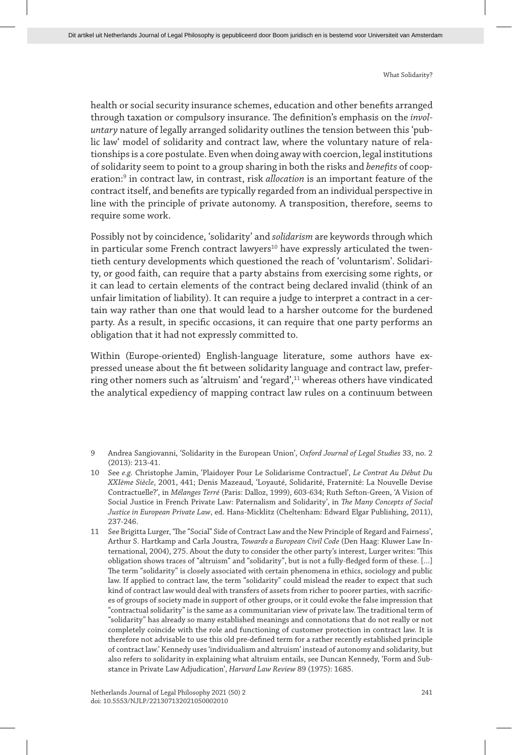health or social security insurance schemes, education and other benefits arranged through taxation or compulsory insurance. The definition's emphasis on the *involuntary* nature of legally arranged solidarity outlines the tension between this 'public law' model of solidarity and contract law, where the voluntary nature of relationships is a core postulate. Even when doing away with coercion, legal institutions of solidarity seem to point to a group sharing in both the risks and *benefits* of cooperation:[9] in contract law, in contrast, risk *allocation* is an important feature of the contract itself, and benefits are typically regarded from an individual perspective in line with the principle of private autonomy. A transposition, therefore, seems to require some work.

Possibly not by coincidence, 'solidarity' and *solidarism* are keywords through which in particular some French contract lawyers[10] have expressly articulated the twentieth century developments which questioned the reach of 'voluntarism'. Solidarity, or good faith, can require that a party abstains from exercising some rights, or it can lead to certain elements of the contract being declared invalid (think of an unfair limitation of liability). It can require a judge to interpret a contract in a certain way rather than one that would lead to a harsher outcome for the burdened party. As a result, in specific occasions, it can require that one party performs an obligation that it had not expressly committed to.

Within (Europe-oriented) English-language literature, some authors have expressed unease about the fit between solidarity language and contract law, preferring other nomers such as 'altruism' and 'regard',[11] whereas others have vindicated the analytical expediency of mapping contract law rules on a continuum between

---

9 Andrea Sangiovanni, 'Solidarity in the European Union', *Oxford Journal of Legal Studies* 33, no. 2 (2013): 213-41.

10 See *e.g.* Christophe Jamin, 'Plaidoyer Pour Le Solidarisme Contractuel', *Le Contrat Au Début Du XXIème Siècle*, 2001, 441; Denis Mazeaud, 'Loyauté, Solidarité, Fraternité: La Nouvelle Devise Contractuelle?', in *Mélanges Terré* (Paris: Dalloz, 1999), 603-634; Ruth Sefton-Green, 'A Vision of Social Justice in French Private Law: Paternalism and Solidarity', in *The Many Concepts of Social Justice in European Private Law*, ed. Hans-Micklitz (Cheltenham: Edward Elgar Publishing, 2011), 237-246.

11 See Brigitta Lurger, 'The "Social" Side of Contract Law and the New Principle of Regard and Fairness', Arthur S. Hartkamp and Carla Joustra, *Towards a European Civil Code* (Den Haag: Kluwer Law International, 2004), 275. About the duty to consider the other party's interest, Lurger writes: 'This obligation shows traces of "altruism" and "solidarity", but is not a fully-fledged form of these. [...] The term "solidarity" is closely associated with certain phenomena in ethics, sociology and public law. If applied to contract law, the term "solidarity" could mislead the reader to expect that such kind of contract law would deal with transfers of assets from richer to poorer parties, with sacrifices of groups of society made in support of other groups, or it could evoke the false impression that "contractual solidarity" is the same as a communitarian view of private law. The traditional term of "solidarity" has already so many established meanings and connotations that do not really or not completely coincide with the role and functioning of customer protection in contract law. It is therefore not advisable to use this old pre-defined term for a rather recently established principle of contract law.' Kennedy uses 'individualism and altruism' instead of autonomy and solidarity, but also refers to solidarity in explaining what altruism entails, see Duncan Kennedy, 'Form and Substance in Private Law Adjudication', *Harvard Law Review* 89 (1975): 1685.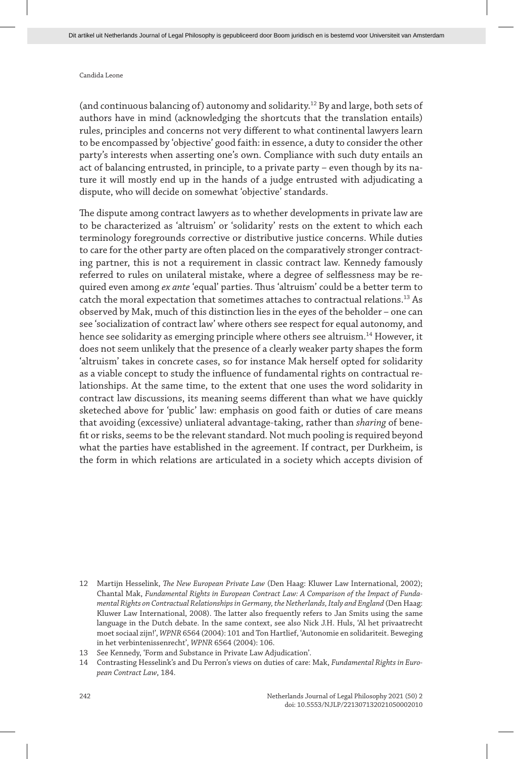(and continuous balancing of) autonomy and solidarity.[12] By and large, both sets of authors have in mind (acknowledging the shortcuts that the translation entails) rules, principles and concerns not very different to what continental lawyers learn to be encompassed by 'objective' good faith: in essence, a duty to consider the other party's interests when asserting one's own. Compliance with such duty entails an act of balancing entrusted, in principle, to a private party – even though by its nature it will mostly end up in the hands of a judge entrusted with adjudicating a dispute, who will decide on somewhat 'objective' standards.

The dispute among contract lawyers as to whether developments in private law are to be characterized as 'altruism' or 'solidarity' rests on the extent to which each terminology foregrounds corrective or distributive justice concerns. While duties to care for the other party are often placed on the comparatively stronger contracting partner, this is not a requirement in classic contract law. Kennedy famously referred to rules on unilateral mistake, where a degree of selflessness may be required even among *ex ante* 'equal' parties. Thus 'altruism' could be a better term to catch the moral expectation that sometimes attaches to contractual relations.[13] As observed by Mak, much of this distinction lies in the eyes of the beholder – one can see 'socialization of contract law' where others see respect for equal autonomy, and hence see solidarity as emerging principle where others see altruism.[14] However, it does not seem unlikely that the presence of a clearly weaker party shapes the form 'altruism' takes in concrete cases, so for instance Mak herself opted for solidarity as a viable concept to study the influence of fundamental rights on contractual relationships. At the same time, to the extent that one uses the word solidarity in contract law discussions, its meaning seems different than what we have quickly sketeched above for 'public' law: emphasis on good faith or duties of care means that avoiding (excessive) unliateral advantage-taking, rather than *sharing* of benefit or risks, seems to be the relevant standard. Not much pooling is required beyond what the parties have established in the agreement. If contract, per Durkheim, is the form in which relations are articulated in a society which accepts division of

12 Martijn Hesselink, *The New European Private Law* (Den Haag: Kluwer Law International, 2002); Chantal Mak, *Fundamental Rights in European Contract Law: A Comparison of the Impact of Fundamental Rights on Contractual Relationships in Germany, the Netherlands, Italy and England* (Den Haag: Kluwer Law International, 2008). The latter also frequently refers to Jan Smits using the same language in the Dutch debate. In the same context, see also Nick J.H. Huls, 'Al het privaatrecht moet sociaal zijn!', *WPNR* 6564 (2004): 101 and Ton Hartlief, 'Autonomie en solidariteit. Beweging in het verbintenissenrecht', *WPNR* 6564 (2004): 106.

13 See Kennedy, 'Form and Substance in Private Law Adjudication'.

14 Contrasting Hesselink's and Du Perron's views on duties of care: Mak, *Fundamental Rights in European Contract Law*, 184.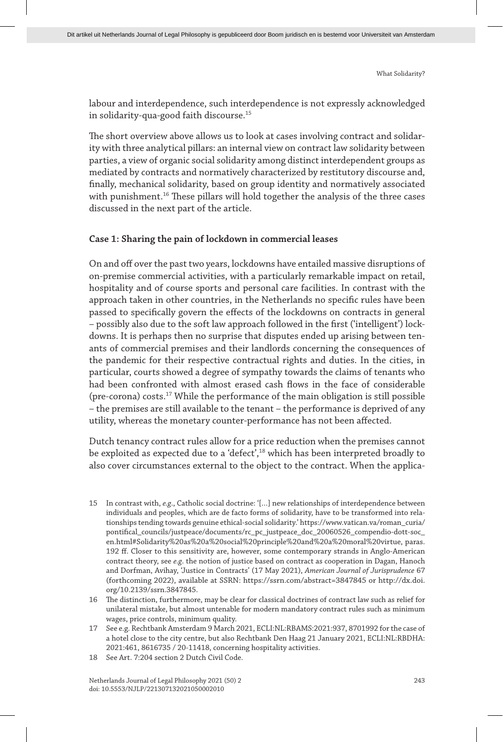labour and interdependence, such interdependence is not expressly acknowledged in solidarity-qua-good faith discourse.[15]

The short overview above allows us to look at cases involving contract and solidarity with three analytical pillars: an internal view on contract law solidarity between parties, a view of organic social solidarity among distinct interdependent groups as mediated by contracts and normatively characterized by restitutory discourse and, finally, mechanical solidarity, based on group identity and normatively associated with punishment.[16] These pillars will hold together the analysis of the three cases discussed in the next part of the article.

### Case 1: Sharing the pain of lockdown in commercial leases

On and off over the past two years, lockdowns have entailed massive disruptions of on-premise commercial activities, with a particularly remarkable impact on retail, hospitality and of course sports and personal care facilities. In contrast with the approach taken in other countries, in the Netherlands no specific rules have been passed to specifically govern the effects of the lockdowns on contracts in general – possibly also due to the soft law approach followed in the first ('intelligent') lockdowns. It is perhaps then no surprise that disputes ended up arising between tenants of commercial premises and their landlords concerning the consequences of the pandemic for their respective contractual rights and duties. In the cities, in particular, courts showed a degree of sympathy towards the claims of tenants who had been confronted with almost erased cash flows in the face of considerable (pre-corona) costs.[17] While the performance of the main obligation is still possible – the premises are still available to the tenant – the performance is deprived of any utility, whereas the monetary counter-performance has not been affected.

Dutch tenancy contract rules allow for a price reduction when the premises cannot be exploited as expected due to a 'defect',[18] which has been interpreted broadly to also cover circumstances external to the object to the contract. When the applica-

---

15 In contrast with, *e.g.*, Catholic social doctrine: '[...] new relationships of interdependence between individuals and peoples, which are de facto forms of solidarity, have to be transformed into relationships tending towards genuine ethical-social solidarity.' https://www.vatican.va/roman_curia/pontifical_councils/justpeace/documents/rc_pc_justpeace_doc_20060526_compendio-dott-soc_en.html#Solidarity%20as%20a%20social%20principle%20and%20a%20moral%20virtue, paras. 192 ff. Closer to this sensitivity are, however, some contemporary strands in Anglo-American contract theory, see *e.g.* the notion of justice based on contract as cooperation in Dagan, Hanoch and Dorfman, Avihay, 'Justice in Contracts' (17 May 2021), *American Journal of Jurisprudence* 67 (forthcoming 2022), available at SSRN: https://ssrn.com/abstract=3847845 or http://dx.doi.org/10.2139/ssrn.3847845.

16 The distinction, furthermore, may be clear for classical doctrines of contract law such as relief for unilateral mistake, but almost untenable for modern mandatory contract rules such as minimum wages, price controls, minimum quality.

17 See e.g. Rechtbank Amsterdam 9 March 2021, ECLI:NL:RBAMS:2021:937, 8701992 for the case of a hotel close to the city centre, but also Rechtbank Den Haag 21 January 2021, ECLI:NL:RBDHA:2021:461, 8616735 / 20-11418, concerning hospitality activities.

18 See Art. 7:204 section 2 Dutch Civil Code.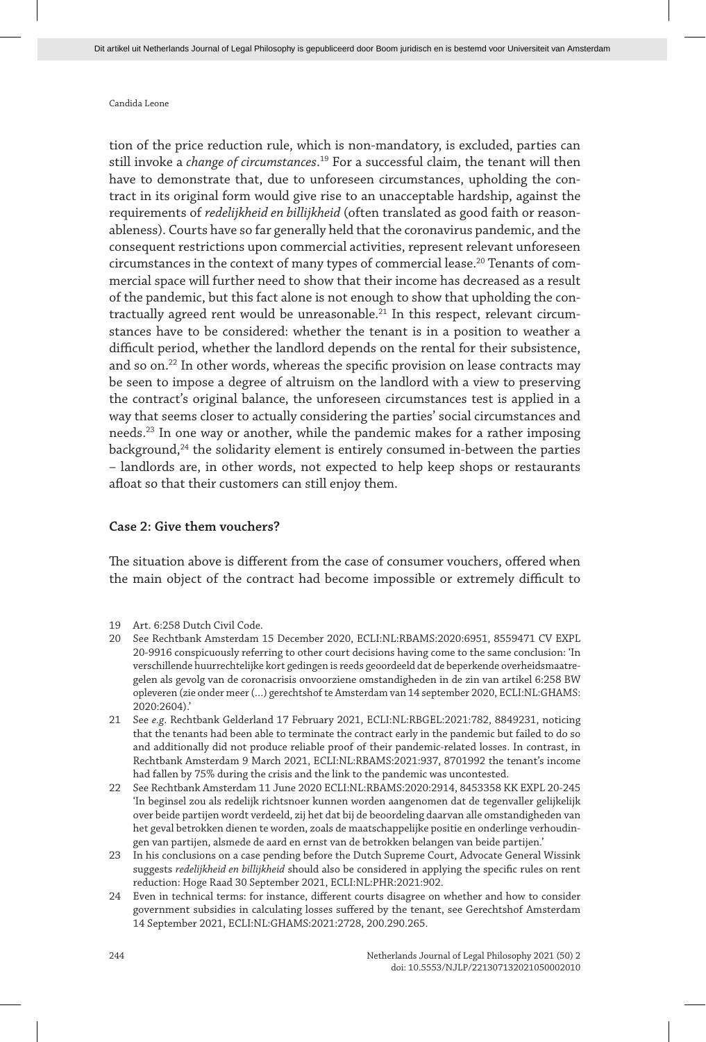tion of the price reduction rule, which is non-mandatory, is excluded, parties can still invoke a *change of circumstances*.[19] For a successful claim, the tenant will then have to demonstrate that, due to unforeseen circumstances, upholding the contract in its original form would give rise to an unacceptable hardship, against the requirements of *redelijkheid en billijkheid* (often translated as good faith or reasonableness). Courts have so far generally held that the coronavirus pandemic, and the consequent restrictions upon commercial activities, represent relevant unforeseen circumstances in the context of many types of commercial lease.[20] Tenants of commercial space will further need to show that their income has decreased as a result of the pandemic, but this fact alone is not enough to show that upholding the contractually agreed rent would be unreasonable.[21] In this respect, relevant circumstances have to be considered: whether the tenant is in a position to weather a difficult period, whether the landlord depends on the rental for their subsistence, and so on.[22] In other words, whereas the specific provision on lease contracts may be seen to impose a degree of altruism on the landlord with a view to preserving the contract's original balance, the unforeseen circumstances test is applied in a way that seems closer to actually considering the parties' social circumstances and needs.[23] In one way or another, while the pandemic makes for a rather imposing background,[24] the solidarity element is entirely consumed in-between the parties – landlords are, in other words, not expected to help keep shops or restaurants afloat so that their customers can still enjoy them.

**Case 2: Give them vouchers?**

The situation above is different from the case of consumer vouchers, offered when the main object of the contract had become impossible or extremely difficult to

19 Art. 6:258 Dutch Civil Code.

20 See Rechtbank Amsterdam 15 December 2020, ECLI:NL:RBAMS:2020:6951, 8559471 CV EXPL 20-9916 conspicuously referring to other court decisions having come to the same conclusion: 'In verschillende huurrechtelijke kort gedingen is reeds geoordeeld dat de beperkende overheidsmaatregelen als gevolg van de coronacrisis onvoorziene omstandigheden in de zin van artikel 6:258 BW opleveren (zie onder meer (…) gerechtshof te Amsterdam van 14 september 2020, ECLI:NL:GHAMS:2020:2604).'

21 See *e.g.* Rechtbank Gelderland 17 February 2021, ECLI:NL:RBGEL:2021:782, 8849231, noticing that the tenants had been able to terminate the contract early in the pandemic but failed to do so and additionally did not produce reliable proof of their pandemic-related losses. In contrast, in Rechtbank Amsterdam 9 March 2021, ECLI:NL:RBAMS:2021:937, 8701992 the tenant's income had fallen by 75% during the crisis and the link to the pandemic was uncontested.

22 See Rechtbank Amsterdam 11 June 2020 ECLI:NL:RBAMS:2020:2914, 8453358 KK EXPL 20-245 'In beginsel zou als redelijk richtsnoer kunnen worden aangenomen dat de tegenvaller gelijkelijk over beide partijen wordt verdeeld, zij het dat bij de beoordeling daarvan alle omstandigheden van het geval betrokken dienen te worden, zoals de maatschappelijke positie en onderlinge verhoudingen van partijen, alsmede de aard en ernst van de betrokken belangen van beide partijen.'

23 In his conclusions on a case pending before the Dutch Supreme Court, Advocate General Wissink suggests *redelijkheid en billijkheid* should also be considered in applying the specific rules on rent reduction: Hoge Raad 30 September 2021, ECLI:NL:PHR:2021:902.

24 Even in technical terms: for instance, different courts disagree on whether and how to consider government subsidies in calculating losses suffered by the tenant, see Gerechtshof Amsterdam 14 September 2021, ECLI:NL:GHAMS:2021:2728, 200.290.265.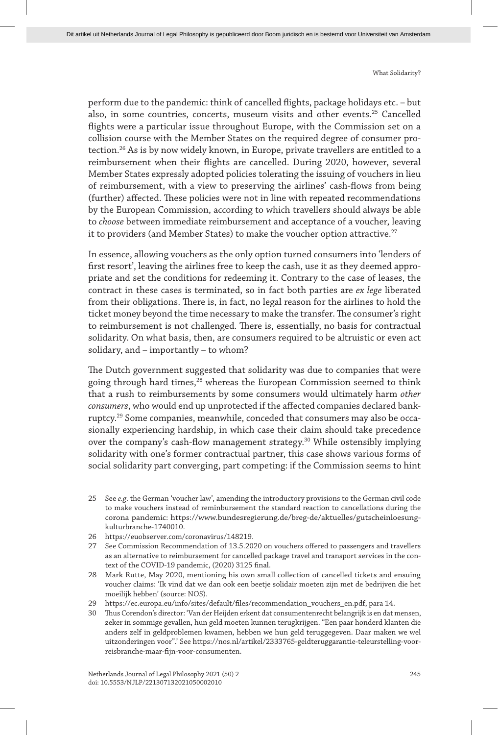perform due to the pandemic: think of cancelled flights, package holidays etc. – but also, in some countries, concerts, museum visits and other events.[25] Cancelled flights were a particular issue throughout Europe, with the Commission set on a collision course with the Member States on the required degree of consumer protection.[26] As is by now widely known, in Europe, private travellers are entitled to a reimbursement when their flights are cancelled. During 2020, however, several Member States expressly adopted policies tolerating the issuing of vouchers in lieu of reimbursement, with a view to preserving the airlines' cash-flows from being (further) affected. These policies were not in line with repeated recommendations by the European Commission, according to which travellers should always be able to *choose* between immediate reimbursement and acceptance of a voucher, leaving it to providers (and Member States) to make the voucher option attractive.[27]

In essence, allowing vouchers as the only option turned consumers into 'lenders of first resort', leaving the airlines free to keep the cash, use it as they deemed appropriate and set the conditions for redeeming it. Contrary to the case of leases, the contract in these cases is terminated, so in fact both parties are *ex lege* liberated from their obligations. There is, in fact, no legal reason for the airlines to hold the ticket money beyond the time necessary to make the transfer. The consumer's right to reimbursement is not challenged. There is, essentially, no basis for contractual solidarity. On what basis, then, are consumers required to be altruistic or even act solidary, and – importantly – to whom?

The Dutch government suggested that solidarity was due to companies that were going through hard times,[28] whereas the European Commission seemed to think that a rush to reimbursements by some consumers would ultimately harm *other consumers*, who would end up unprotected if the affected companies declared bankruptcy.[29] Some companies, meanwhile, conceded that consumers may also be occasionally experiencing hardship, in which case their claim should take precedence over the company's cash-flow management strategy.[30] While ostensibly implying solidarity with one's former contractual partner, this case shows various forms of social solidarity part converging, part competing: if the Commission seems to hint

25 See *e.g.* the German 'voucher law', amending the introductory provisions to the German civil code to make vouchers instead of reminbursement the standard reaction to cancellations during the corona pandemic: https://www.bundesregierung.de/breg-de/aktuelles/gutscheinloesung-kulturbranche-1740010.

26 https://euobserver.com/coronavirus/148219.

27 See Commission Recommendation of 13.5.2020 on vouchers offered to passengers and travellers as an alternative to reimbursement for cancelled package travel and transport services in the context of the COVID-19 pandemic, (2020) 3125 final.

28 Mark Rutte, May 2020, mentioning his own small collection of cancelled tickets and ensuing voucher claims: 'Ik vind dat we dan ook een beetje solidair moeten zijn met de bedrijven die het moeilijk hebben' (source: NOS).

29 https://ec.europa.eu/info/sites/default/files/recommendation_vouchers_en.pdf, para 14.

30 Thus Corendon's director: 'Van der Heijden erkent dat consumentenrecht belangrijk is en dat mensen, zeker in sommige gevallen, hun geld moeten kunnen terugkrijgen. "Een paar honderd klanten die anders zelf in geldproblemen kwamen, hebben we hun geld teruggegeven. Daar maken we wel uitzonderingen voor".' See https://nos.nl/artikel/2333765-geldteruggarantie-teleurstelling-voor-reisbranche-maar-fijn-voor-consumenten.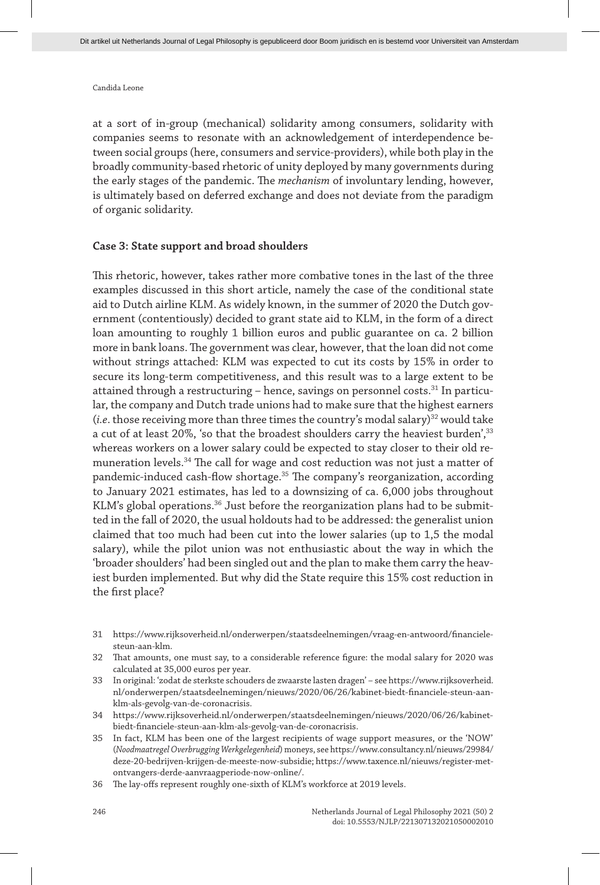at a sort of in-group (mechanical) solidarity among consumers, solidarity with companies seems to resonate with an acknowledgement of interdependence between social groups (here, consumers and service-providers), while both play in the broadly community-based rhetoric of unity deployed by many governments during the early stages of the pandemic. The *mechanism* of involuntary lending, however, is ultimately based on deferred exchange and does not deviate from the paradigm of organic solidarity.

### Case 3: State support and broad shoulders

This rhetoric, however, takes rather more combative tones in the last of the three examples discussed in this short article, namely the case of the conditional state aid to Dutch airline KLM. As widely known, in the summer of 2020 the Dutch government (contentiously) decided to grant state aid to KLM, in the form of a direct loan amounting to roughly 1 billion euros and public guarantee on ca. 2 billion more in bank loans. The government was clear, however, that the loan did not come without strings attached: KLM was expected to cut its costs by 15% in order to secure its long-term competitiveness, and this result was to a large extent to be attained through a restructuring – hence, savings on personnel costs.[31] In particular, the company and Dutch trade unions had to make sure that the highest earners (*i.e.* those receiving more than three times the country's modal salary)[32] would take a cut of at least 20%, 'so that the broadest shoulders carry the heaviest burden',[33] whereas workers on a lower salary could be expected to stay closer to their old remuneration levels.[34] The call for wage and cost reduction was not just a matter of pandemic-induced cash-flow shortage.[35] The company's reorganization, according to January 2021 estimates, has led to a downsizing of ca. 6,000 jobs throughout KLM's global operations.[36] Just before the reorganization plans had to be submitted in the fall of 2020, the usual holdouts had to be addressed: the generalist union claimed that too much had been cut into the lower salaries (up to 1,5 the modal salary), while the pilot union was not enthusiastic about the way in which the 'broader shoulders' had been singled out and the plan to make them carry the heaviest burden implemented. But why did the State require this 15% cost reduction in the first place?

31 https://www.rijksoverheid.nl/onderwerpen/staatsdeelnemingen/vraag-en-antwoord/financiele-steun-aan-klm.

32 That amounts, one must say, to a considerable reference figure: the modal salary for 2020 was calculated at 35,000 euros per year.

33 In original: 'zodat de sterkste schouders de zwaarste lasten dragen' – see https://www.rijksoverheid.nl/onderwerpen/staatsdeelnemingen/nieuws/2020/06/26/kabinet-biedt-financiele-steun-aan-klm-als-gevolg-van-de-coronacrisis.

34 https://www.rijksoverheid.nl/onderwerpen/staatsdeelnemingen/nieuws/2020/06/26/kabinet-biedt-financiele-steun-aan-klm-als-gevolg-van-de-coronacrisis.

35 In fact, KLM has been one of the largest recipients of wage support measures, or the 'NOW' (*Noodmaatregel Overbrugging Werkgelegenheid*) moneys, see https://www.consultancy.nl/nieuws/29984/deze-20-bedrijven-krijgen-de-meeste-now-subsidie; https://www.taxence.nl/nieuws/register-met-ontvangers-derde-aanvraagperiode-now-online/.

36 The lay-offs represent roughly one-sixth of KLM's workforce at 2019 levels.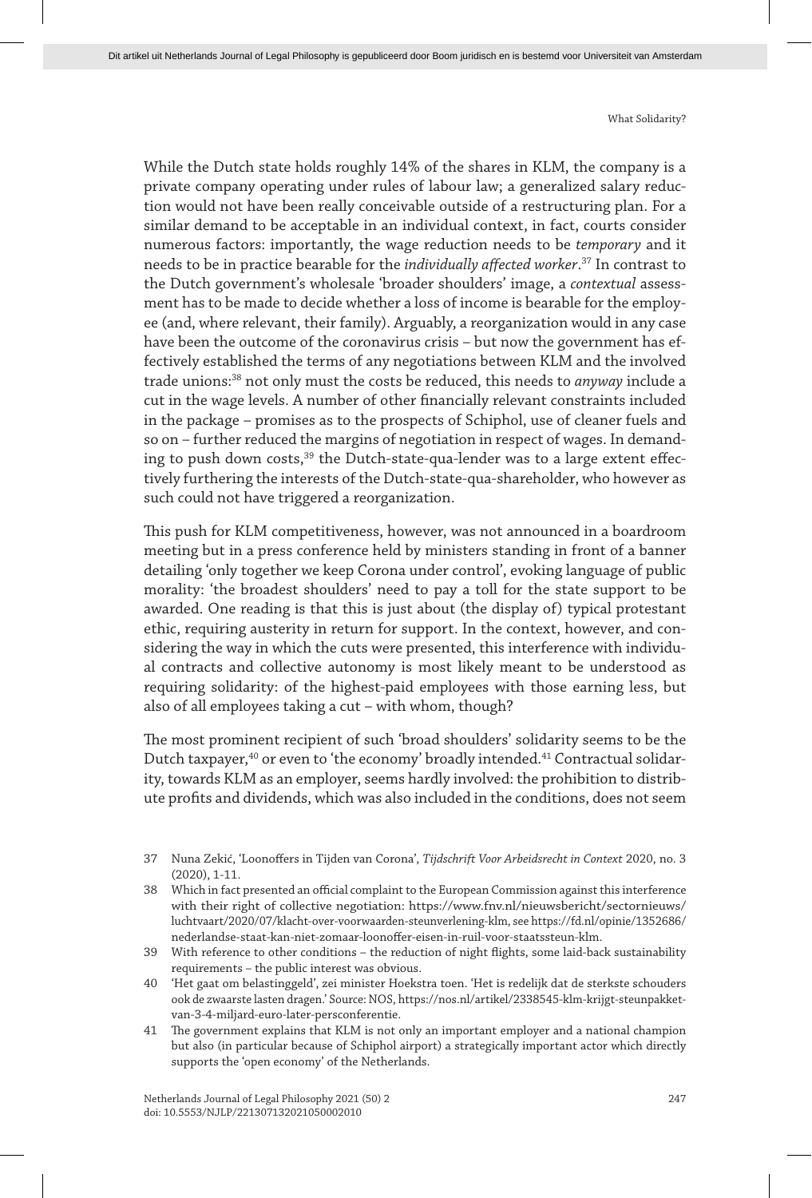While the Dutch state holds roughly 14% of the shares in KLM, the company is a private company operating under rules of labour law; a generalized salary reduction would not have been really conceivable outside of a restructuring plan. For a similar demand to be acceptable in an individual context, in fact, courts consider numerous factors: importantly, the wage reduction needs to be *temporary* and it needs to be in practice bearable for the *individually affected worker*.[37] In contrast to the Dutch government's wholesale 'broader shoulders' image, a *contextual* assessment has to be made to decide whether a loss of income is bearable for the employee (and, where relevant, their family). Arguably, a reorganization would in any case have been the outcome of the coronavirus crisis – but now the government has effectively established the terms of any negotiations between KLM and the involved trade unions:[38] not only must the costs be reduced, this needs to *anyway* include a cut in the wage levels. A number of other financially relevant constraints included in the package – promises as to the prospects of Schiphol, use of cleaner fuels and so on – further reduced the margins of negotiation in respect of wages. In demanding to push down costs,[39] the Dutch-state-qua-lender was to a large extent effectively furthering the interests of the Dutch-state-qua-shareholder, who however as such could not have triggered a reorganization.

This push for KLM competitiveness, however, was not announced in a boardroom meeting but in a press conference held by ministers standing in front of a banner detailing 'only together we keep Corona under control', evoking language of public morality: 'the broadest shoulders' need to pay a toll for the state support to be awarded. One reading is that this is just about (the display of) typical protestant ethic, requiring austerity in return for support. In the context, however, and considering the way in which the cuts were presented, this interference with individual contracts and collective autonomy is most likely meant to be understood as requiring solidarity: of the highest-paid employees with those earning less, but also of all employees taking a cut – with whom, though?

The most prominent recipient of such 'broad shoulders' solidarity seems to be the Dutch taxpayer,[40] or even to 'the economy' broadly intended.[41] Contractual solidarity, towards KLM as an employer, seems hardly involved: the prohibition to distribute profits and dividends, which was also included in the conditions, does not seem

37 Nuna Zekić, 'Loonoffers in Tijden van Corona', *Tijdschrift Voor Arbeidsrecht in Context* 2020, no. 3 (2020), 1-11.

38 Which in fact presented an official complaint to the European Commission against this interference with their right of collective negotiation: https://www.fnv.nl/nieuwsbericht/sectornieuws/luchtvaart/2020/07/klacht-over-voorwaarden-steunverlening-klm, see https://fd.nl/opinie/1352686/nederlandse-staat-kan-niet-zomaar-loonoffer-eisen-in-ruil-voor-staatssteun-klm.

39 With reference to other conditions – the reduction of night flights, some laid-back sustainability requirements – the public interest was obvious.

40 'Het gaat om belastinggeld', zei minister Hoekstra toen. 'Het is redelijk dat de sterkste schouders ook de zwaarste lasten dragen.' Source: NOS, https://nos.nl/artikel/2338545-klm-krijgt-steunpakket-van-3-4-miljard-euro-later-persconferentie.

41 The government explains that KLM is not only an important employer and a national champion but also (in particular because of Schiphol airport) a strategically important actor which directly supports the 'open economy' of the Netherlands.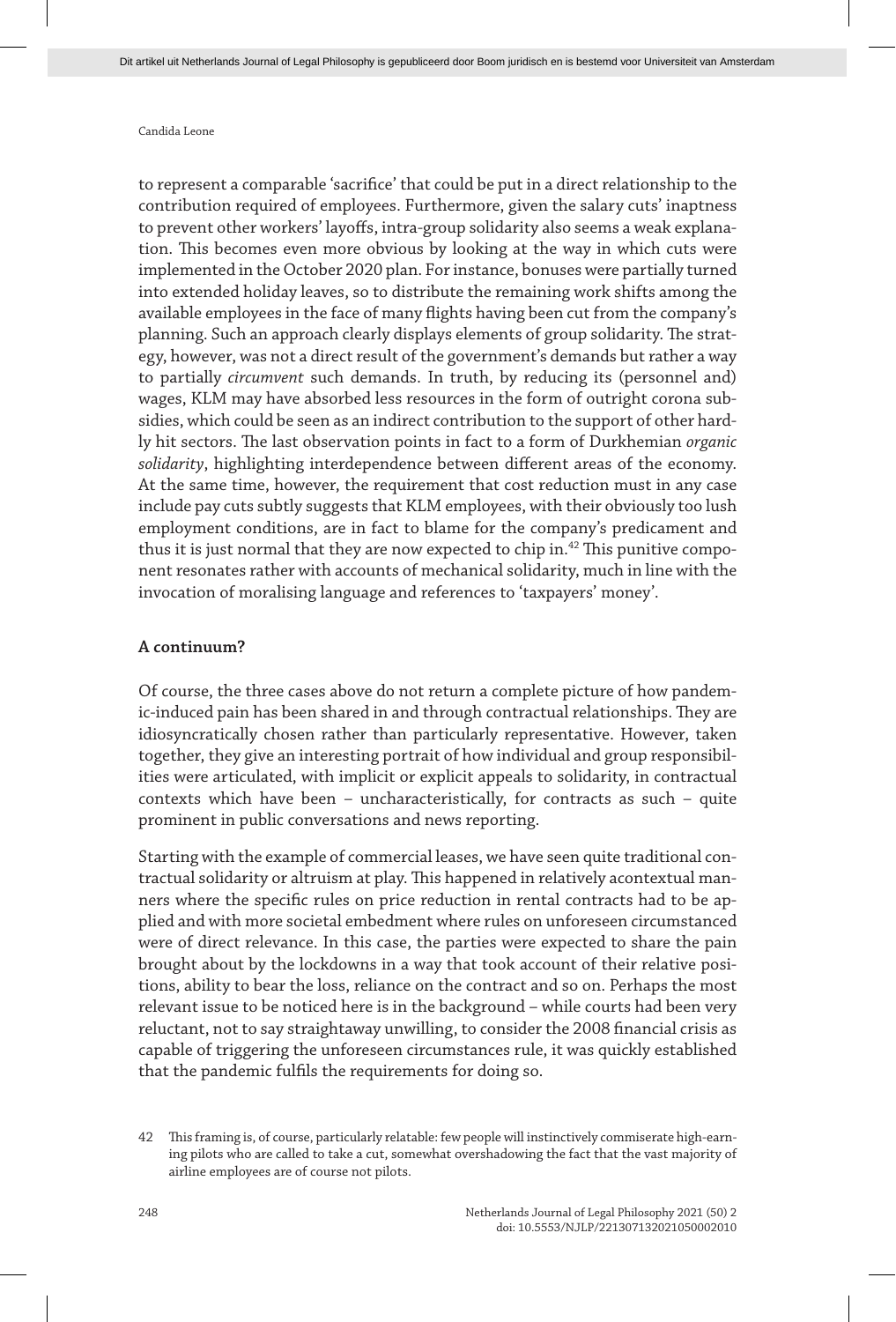to represent a comparable 'sacrifice' that could be put in a direct relationship to the contribution required of employees. Furthermore, given the salary cuts' inaptness to prevent other workers' layoffs, intra-group solidarity also seems a weak explanation. This becomes even more obvious by looking at the way in which cuts were implemented in the October 2020 plan. For instance, bonuses were partially turned into extended holiday leaves, so to distribute the remaining work shifts among the available employees in the face of many flights having been cut from the company's planning. Such an approach clearly displays elements of group solidarity. The strategy, however, was not a direct result of the government's demands but rather a way to partially *circumvent* such demands. In truth, by reducing its (personnel and) wages, KLM may have absorbed less resources in the form of outright corona subsidies, which could be seen as an indirect contribution to the support of other hardly hit sectors. The last observation points in fact to a form of Durkhemian *organic solidarity*, highlighting interdependence between different areas of the economy. At the same time, however, the requirement that cost reduction must in any case include pay cuts subtly suggests that KLM employees, with their obviously too lush employment conditions, are in fact to blame for the company's predicament and thus it is just normal that they are now expected to chip in.[42] This punitive component resonates rather with accounts of mechanical solidarity, much in line with the invocation of moralising language and references to 'taxpayers' money'.

## A continuum?

Of course, the three cases above do not return a complete picture of how pandemic-induced pain has been shared in and through contractual relationships. They are idiosyncratically chosen rather than particularly representative. However, taken together, they give an interesting portrait of how individual and group responsibilities were articulated, with implicit or explicit appeals to solidarity, in contractual contexts which have been – uncharacteristically, for contracts as such – quite prominent in public conversations and news reporting.

Starting with the example of commercial leases, we have seen quite traditional contractual solidarity or altruism at play. This happened in relatively acontextual manners where the specific rules on price reduction in rental contracts had to be applied and with more societal embedment where rules on unforeseen circumstanced were of direct relevance. In this case, the parties were expected to share the pain brought about by the lockdowns in a way that took account of their relative positions, ability to bear the loss, reliance on the contract and so on. Perhaps the most relevant issue to be noticed here is in the background – while courts had been very reluctant, not to say straightaway unwilling, to consider the 2008 financial crisis as capable of triggering the unforeseen circumstances rule, it was quickly established that the pandemic fulfils the requirements for doing so.

42 This framing is, of course, particularly relatable: few people will instinctively commiserate high-earning pilots who are called to take a cut, somewhat overshadowing the fact that the vast majority of airline employees are of course not pilots.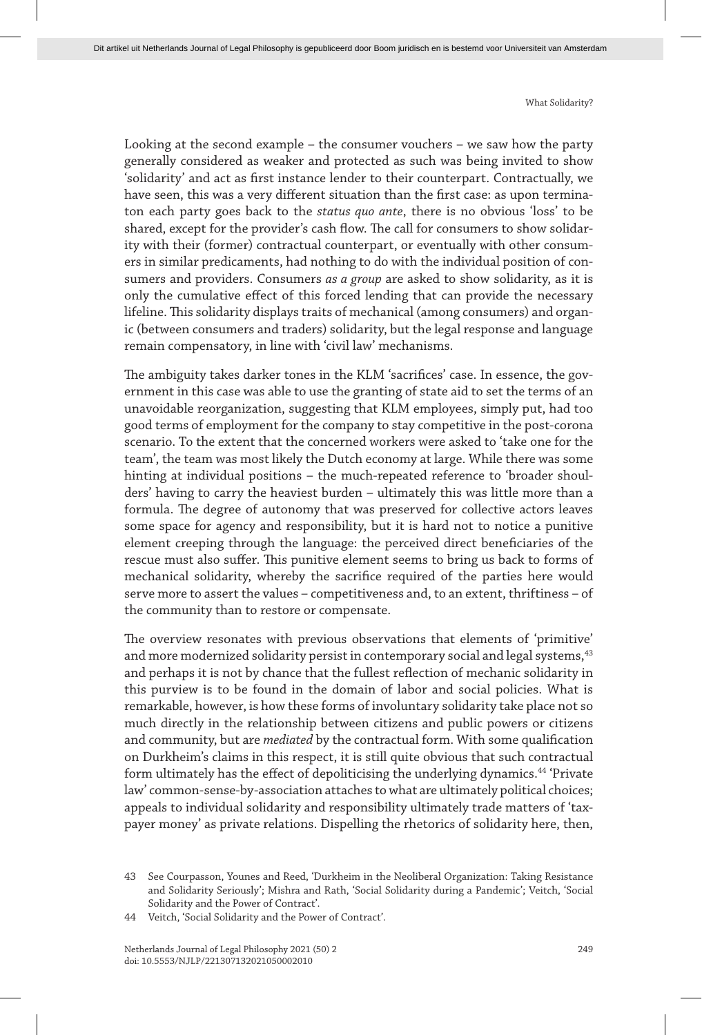Looking at the second example – the consumer vouchers – we saw how the party generally considered as weaker and protected as such was being invited to show 'solidarity' and act as first instance lender to their counterpart. Contractually, we have seen, this was a very different situation than the first case: as upon terminaton each party goes back to the *status quo ante*, there is no obvious 'loss' to be shared, except for the provider's cash flow. The call for consumers to show solidarity with their (former) contractual counterpart, or eventually with other consumers in similar predicaments, had nothing to do with the individual position of consumers and providers. Consumers *as a group* are asked to show solidarity, as it is only the cumulative effect of this forced lending that can provide the necessary lifeline. This solidarity displays traits of mechanical (among consumers) and organic (between consumers and traders) solidarity, but the legal response and language remain compensatory, in line with 'civil law' mechanisms.

The ambiguity takes darker tones in the KLM 'sacrifices' case. In essence, the government in this case was able to use the granting of state aid to set the terms of an unavoidable reorganization, suggesting that KLM employees, simply put, had too good terms of employment for the company to stay competitive in the post-corona scenario. To the extent that the concerned workers were asked to 'take one for the team', the team was most likely the Dutch economy at large. While there was some hinting at individual positions – the much-repeated reference to 'broader shoulders' having to carry the heaviest burden – ultimately this was little more than a formula. The degree of autonomy that was preserved for collective actors leaves some space for agency and responsibility, but it is hard not to notice a punitive element creeping through the language: the perceived direct beneficiaries of the rescue must also suffer. This punitive element seems to bring us back to forms of mechanical solidarity, whereby the sacrifice required of the parties here would serve more to assert the values – competitiveness and, to an extent, thriftiness – of the community than to restore or compensate.

The overview resonates with previous observations that elements of 'primitive' and more modernized solidarity persist in contemporary social and legal systems,[43] and perhaps it is not by chance that the fullest reflection of mechanic solidarity in this purview is to be found in the domain of labor and social policies. What is remarkable, however, is how these forms of involuntary solidarity take place not so much directly in the relationship between citizens and public powers or citizens and community, but are *mediated* by the contractual form. With some qualification on Durkheim's claims in this respect, it is still quite obvious that such contractual form ultimately has the effect of depoliticising the underlying dynamics.[44] 'Private law' common-sense-by-association attaches to what are ultimately political choices; appeals to individual solidarity and responsibility ultimately trade matters of 'taxpayer money' as private relations. Dispelling the rhetorics of solidarity here, then,

43 See Courpasson, Younes and Reed, 'Durkheim in the Neoliberal Organization: Taking Resistance and Solidarity Seriously'; Mishra and Rath, 'Social Solidarity during a Pandemic'; Veitch, 'Social Solidarity and the Power of Contract'.

44 Veitch, 'Social Solidarity and the Power of Contract'.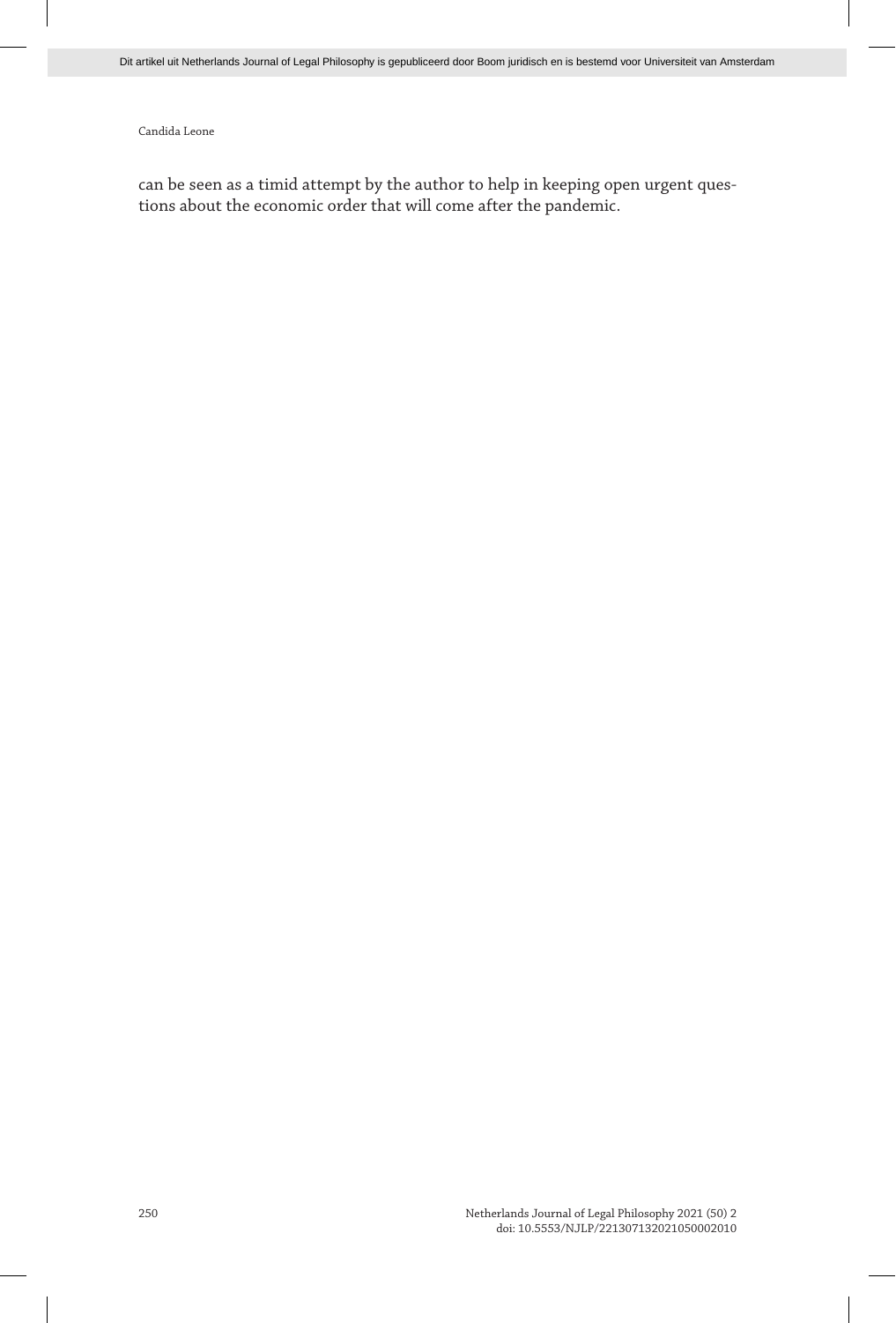can be seen as a timid attempt by the author to help in keeping open urgent questions about the economic order that will come after the pandemic.